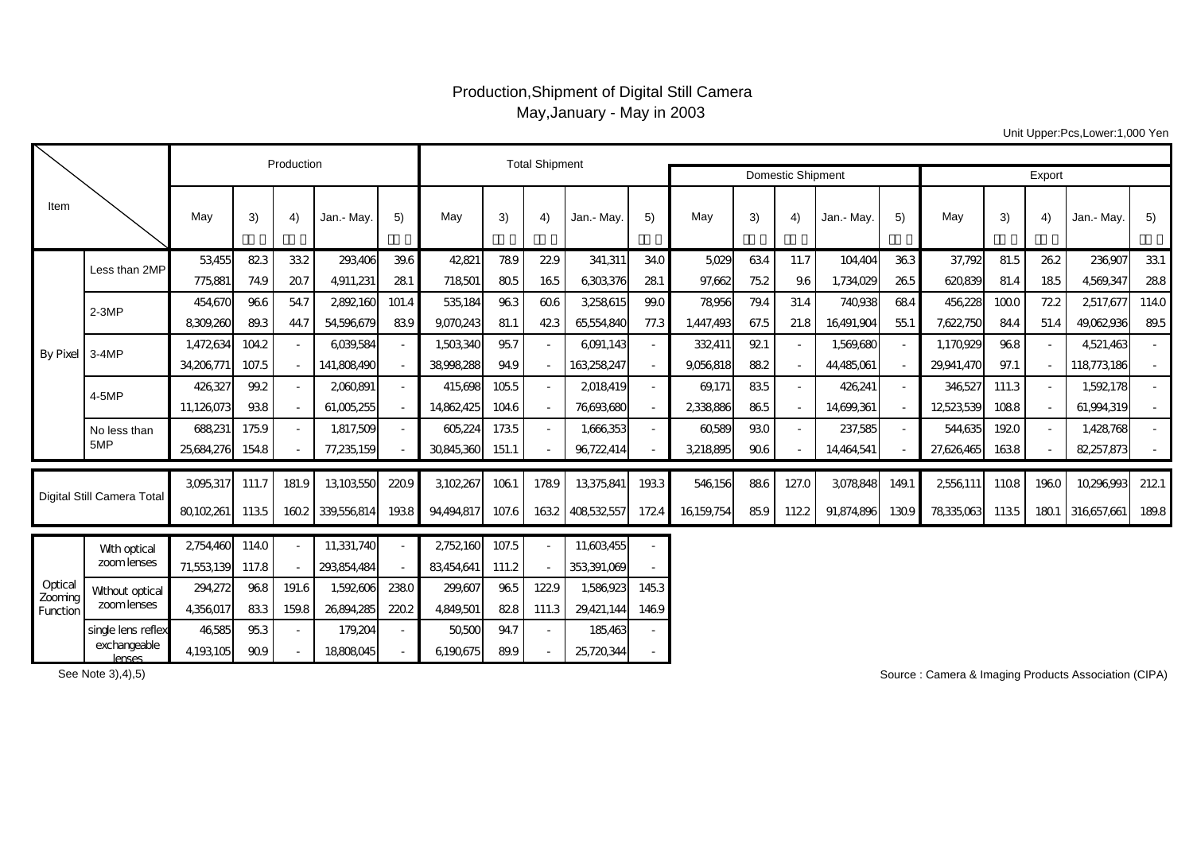# Production,Shipment of Digital Still Camera
## May,January - May in 2003

Unit Upper:Pcs,Lower:1,000 Yen

| Item | | Production | | | | | Total Shipment | | | | | Domestic Shipment | | | | | Export | | | | |
|---|---|---|---|---|---|---|---|---|---|---|---|---|---|---|---|---|---|---|---|---|---|
| | | May | 3) | 4) | Jan.- May. | 5) | May | 3) | 4) | Jan.- May. | 5) | May | 3) | 4) | Jan.- May. | 5) | May | 3) | 4) | Jan.- May. | 5) |
| By Pixel | Less than 2MP | 53,455 | 82.3 | 33.2 | 293,406 | 39.6 | 42,821 | 78.9 | 22.9 | 341,311 | 34.0 | 5,029 | 63.4 | 11.7 | 104,404 | 36.3 | 37,792 | 81.5 | 26.2 | 236,907 | 33.1 |
| | | 775,881 | 74.9 | 20.7 | 4,911,231 | 28.1 | 718,501 | 80.5 | 16.5 | 6,303,376 | 28.1 | 97,662 | 75.2 | 9.6 | 1,734,029 | 26.5 | 620,839 | 81.4 | 18.5 | 4,569,347 | 28.8 |
| | 2-3MP | 454,670 | 96.6 | 54.7 | 2,892,160 | 101.4 | 535,184 | 96.3 | 60.6 | 3,258,615 | 99.0 | 78,956 | 79.4 | 31.4 | 740,938 | 68.4 | 456,228 | 100.0 | 72.2 | 2,517,677 | 114.0 |
| | | 8,309,260 | 89.3 | 44.7 | 54,596,679 | 83.9 | 9,070,243 | 81.1 | 42.3 | 65,554,840 | 77.3 | 1,447,493 | 67.5 | 21.8 | 16,491,904 | 55.1 | 7,622,750 | 84.4 | 51.4 | 49,062,936 | 89.5 |
| | 3-4MP | 1,472,634 | 104.2 | - | 6,039,584 | - | 1,503,340 | 95.7 | - | 6,091,143 | - | 332,411 | 92.1 | - | 1,569,680 | - | 1,170,929 | 96.8 | - | 4,521,463 | - |
| | | 34,206,771 | 107.5 | - | 141,808,490 | - | 38,998,288 | 94.9 | - | 163,258,247 | - | 9,056,818 | 88.2 | - | 44,485,061 | - | 29,941,470 | 97.1 | - | 118,773,186 | - |
| | 4-5MP | 426,327 | 99.2 | - | 2,060,891 | - | 415,698 | 105.5 | - | 2,018,419 | - | 69,171 | 83.5 | - | 426,241 | - | 346,527 | 111.3 | - | 1,592,178 | - |
| | | 11,126,073 | 93.8 | - | 61,005,255 | - | 14,862,425 | 104.6 | - | 76,693,680 | - | 2,338,886 | 86.5 | - | 14,699,361 | - | 12,523,539 | 108.8 | - | 61,994,319 | - |
| | No less than 5MP | 688,231 | 175.9 | - | 1,817,509 | - | 605,224 | 173.5 | - | 1,666,353 | - | 60,589 | 93.0 | - | 237,585 | - | 544,635 | 192.0 | - | 1,428,768 | - |
| | | 25,684,276 | 154.8 | - | 77,235,159 | - | 30,845,360 | 151.1 | - | 96,722,414 | - | 3,218,895 | 90.6 | - | 14,464,541 | - | 27,626,465 | 163.8 | - | 82,257,873 | - |
| Digital Still Camera Total | | 3,095,317 | 111.7 | 181.9 | 13,103,550 | 220.9 | 3,102,267 | 106.1 | 178.9 | 13,375,841 | 193.3 | 546,156 | 88.6 | 127.0 | 3,078,848 | 149.1 | 2,556,111 | 110.8 | 196.0 | 10,296,993 | 212.1 |
| | | 80,102,261 | 113.5 | 160.2 | 339,556,814 | 193.8 | 94,494,817 | 107.6 | 163.2 | 408,532,557 | 172.4 | 16,159,754 | 85.9 | 112.2 | 91,874,896 | 130.9 | 78,335,063 | 113.5 | 180.1 | 316,657,661 | 189.8 |
| Optical Zooming Function | With optical zoom lenses | 2,754,460 | 114.0 | - | 11,331,740 | - | 2,752,160 | 107.5 | - | 11,603,455 | - | | | | | | | | | | |
| | | 71,553,139 | 117.8 | - | 293,854,484 | - | 83,454,641 | 111.2 | - | 353,391,069 | - | | | | | | | | | | |
| | Without optical zoom lenses | 294,272 | 96.8 | 191.6 | 1,592,606 | 238.0 | 299,607 | 96.5 | 122.9 | 1,586,923 | 145.3 | | | | | | | | | | |
| | | 4,356,017 | 83.3 | 159.8 | 26,894,285 | 220.2 | 4,849,501 | 82.8 | 111.3 | 29,421,144 | 146.9 | | | | | | | | | | |
| | single lens reflex exchangeable lenses | 46,585 | 95.3 | - | 179,204 | - | 50,500 | 94.7 | - | 185,463 | - | | | | | | | | | | |
| | | 4,193,105 | 90.9 | - | 18,808,045 | - | 6,190,675 | 89.9 | - | 25,720,344 | - | | | | | | | | | | |

See Note 3),4),5)

Source : Camera & Imaging Products Association (CIPA)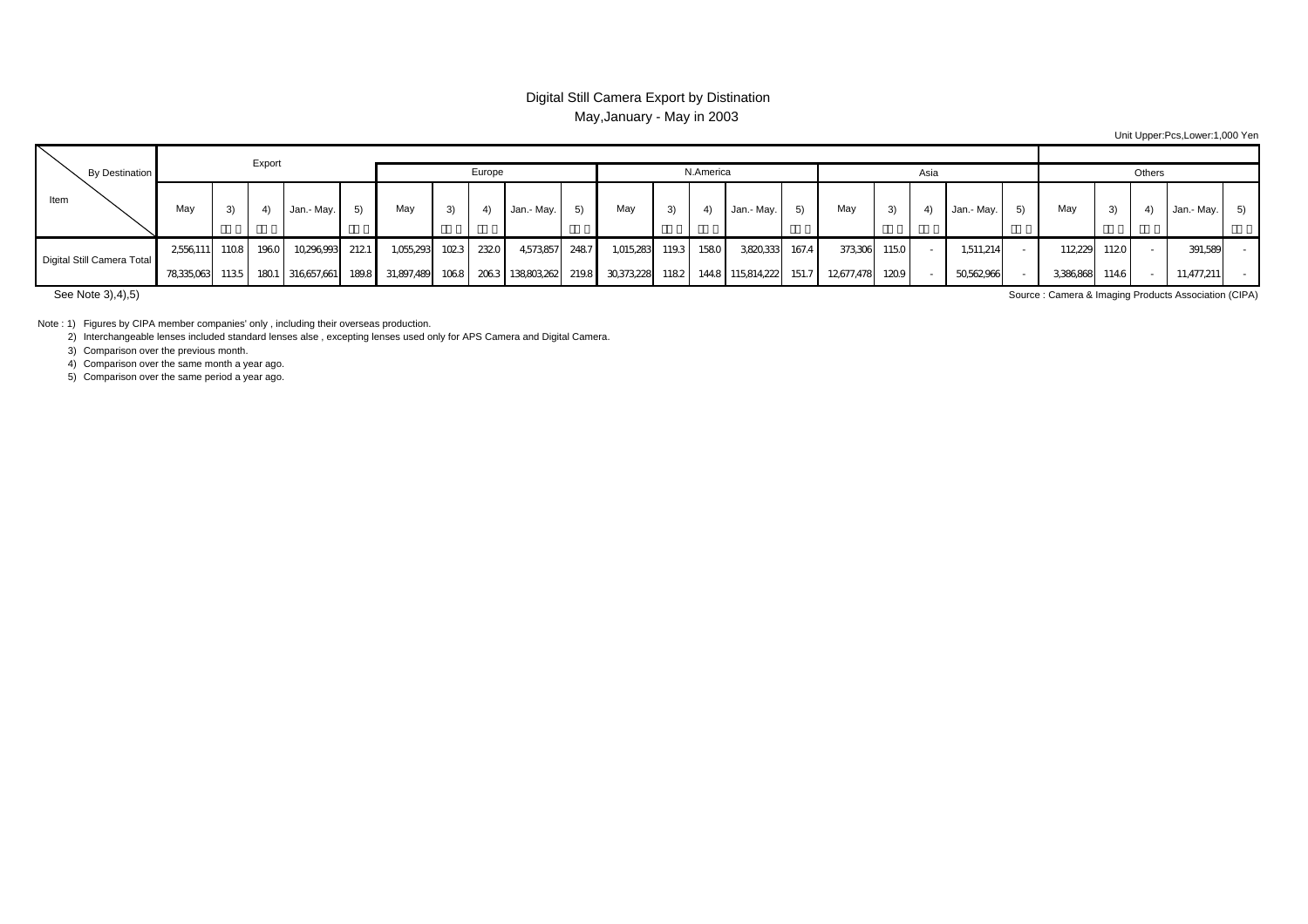# Digital Still Camera Export by Distination

May,January - May in 2003

Unit Upper:Pcs,Lower:1,000 Yen

| By Destination / Item | Export | | | | | Europe | | | | | N.America | | | | | Asia | | | | | Others | | | | |
|---|---|---|---|---|---|---|---|---|---|---|---|---|---|---|---|---|---|---|---|---|---|---|---|---|---|
| | May | 3) | 4) | Jan.- May. | 5) | May | 3) | 4) | Jan.- May. | 5) | May | 3) | 4) | Jan.- May. | 5) | May | 3) | 4) | Jan.- May. | 5) | May | 3) | 4) | Jan.- May. | 5) |
| Digital Still Camera Total | 2,556,111 | 110.8 | 196.0 | 10,296,993 | 212.1 | 1,055,293 | 102.3 | 232.0 | 4,573,857 | 248.7 | 1,015,283 | 119.3 | 158.0 | 3,820,333 | 167.4 | 373,306 | 115.0 | - | 1,511,214 | - | 112,229 | 112.0 | - | 391,589 | - |
| | 78,335,063 | 113.5 | 180.1 | 316,657,661 | 189.8 | 31,897,489 | 106.8 | 206.3 | 138,803,262 | 219.8 | 30,373,228 | 118.2 | 144.8 | 115,814,222 | 151.7 | 12,677,478 | 120.9 | - | 50,562,966 | - | 3,386,868 | 114.6 | - | 11,477,211 | - |

See Note 3),4),5)

Source : Camera & Imaging Products Association (CIPA)

Note : 1) Figures by CIPA member companies' only , including their overseas production.

2) Interchangeable lenses included standard lenses alse , excepting lenses used only for APS Camera and Digital Camera.

3) Comparison over the previous month.

4) Comparison over the same month a year ago.

5) Comparison over the same period a year ago.